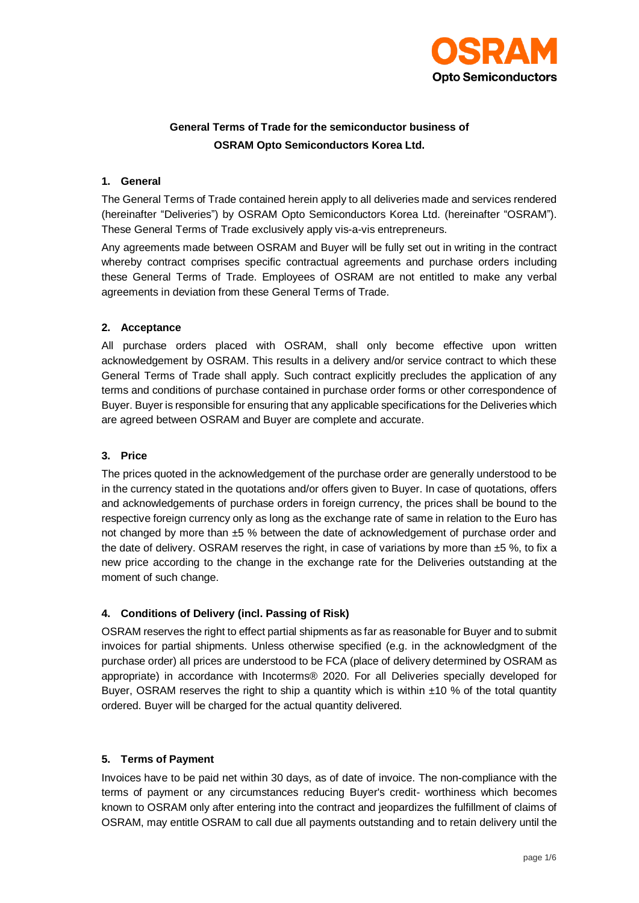**General Terms of Trade for the semiconductor business of OSRAM Opto Semiconductors Korea Ltd.**

## 1. General

The General Terms of Trade contained herein apply to all deliveries made and services rendered (hereinafter "Deliveries") by OSRAM Opto Semiconductors Korea Ltd. (hereinafter "OSRAM"). These General Terms of Trade exclusively apply vis-a-vis entrepreneurs.

Any agreements made between OSRAM and Buyer will be fully set out in writing in the contract whereby contract comprises specific contractual agreements and purchase orders including these General Terms of Trade. Employees of OSRAM are not entitled to make any verbal agreements in deviation from these General Terms of Trade.

## 2. Acceptance

All purchase orders placed with OSRAM, shall only become effective upon written acknowledgement by OSRAM. This results in a delivery and/or service contract to which these General Terms of Trade shall apply. Such contract explicitly precludes the application of any terms and conditions of purchase contained in purchase order forms or other correspondence of Buyer. Buyer is responsible for ensuring that any applicable specifications for the Deliveries which are agreed between OSRAM and Buyer are complete and accurate.

## 3. Price

The prices quoted in the acknowledgement of the purchase order are generally understood to be in the currency stated in the quotations and/or offers given to Buyer. In case of quotations, offers and acknowledgements of purchase orders in foreign currency, the prices shall be bound to the respective foreign currency only as long as the exchange rate of same in relation to the Euro has not changed by more than ±5 % between the date of acknowledgement of purchase order and the date of delivery. OSRAM reserves the right, in case of variations by more than ±5 %, to fix a new price according to the change in the exchange rate for the Deliveries outstanding at the moment of such change.

## 4. Conditions of Delivery (incl. Passing of Risk)

OSRAM reserves the right to effect partial shipments as far as reasonable for Buyer and to submit invoices for partial shipments. Unless otherwise specified (e.g. in the acknowledgment of the purchase order) all prices are understood to be FCA (place of delivery determined by OSRAM as appropriate) in accordance with Incoterms® 2020. For all Deliveries specially developed for Buyer, OSRAM reserves the right to ship a quantity which is within ±10 % of the total quantity ordered. Buyer will be charged for the actual quantity delivered.

## 5. Terms of Payment

Invoices have to be paid net within 30 days, as of date of invoice. The non-compliance with the terms of payment or any circumstances reducing Buyer's credit- worthiness which becomes known to OSRAM only after entering into the contract and jeopardizes the fulfillment of claims of OSRAM, may entitle OSRAM to call due all payments outstanding and to retain delivery until the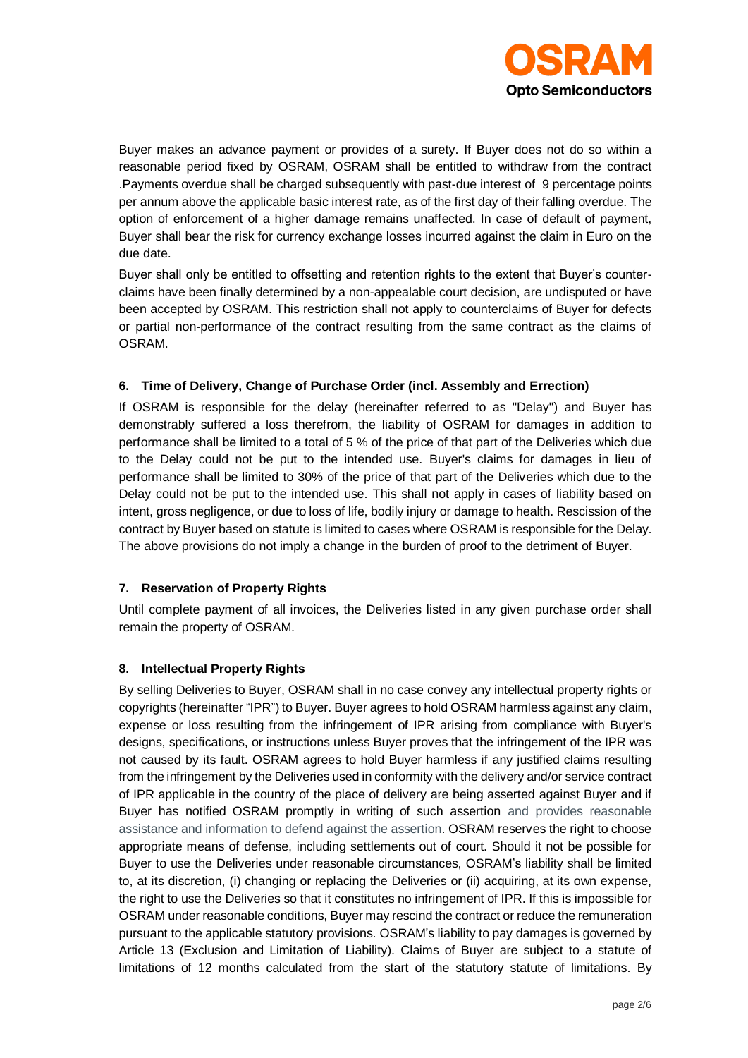Buyer makes an advance payment or provides of a surety. If Buyer does not do so within a reasonable period fixed by OSRAM, OSRAM shall be entitled to withdraw from the contract .Payments overdue shall be charged subsequently with past-due interest of 9 percentage points per annum above the applicable basic interest rate, as of the first day of their falling overdue. The option of enforcement of a higher damage remains unaffected. In case of default of payment, Buyer shall bear the risk for currency exchange losses incurred against the claim in Euro on the due date.

Buyer shall only be entitled to offsetting and retention rights to the extent that Buyer's counter-claims have been finally determined by a non-appealable court decision, are undisputed or have been accepted by OSRAM. This restriction shall not apply to counterclaims of Buyer for defects or partial non-performance of the contract resulting from the same contract as the claims of OSRAM.

**6. Time of Delivery, Change of Purchase Order (incl. Assembly and Errection)**

If OSRAM is responsible for the delay (hereinafter referred to as "Delay") and Buyer has demonstrably suffered a loss therefrom, the liability of OSRAM for damages in addition to performance shall be limited to a total of 5 % of the price of that part of the Deliveries which due to the Delay could not be put to the intended use. Buyer's claims for damages in lieu of performance shall be limited to 30% of the price of that part of the Deliveries which due to the Delay could not be put to the intended use. This shall not apply in cases of liability based on intent, gross negligence, or due to loss of life, bodily injury or damage to health. Rescission of the contract by Buyer based on statute is limited to cases where OSRAM is responsible for the Delay. The above provisions do not imply a change in the burden of proof to the detriment of Buyer.

**7. Reservation of Property Rights**

Until complete payment of all invoices, the Deliveries listed in any given purchase order shall remain the property of OSRAM.

**8. Intellectual Property Rights**

By selling Deliveries to Buyer, OSRAM shall in no case convey any intellectual property rights or copyrights (hereinafter "IPR") to Buyer. Buyer agrees to hold OSRAM harmless against any claim, expense or loss resulting from the infringement of IPR arising from compliance with Buyer's designs, specifications, or instructions unless Buyer proves that the infringement of the IPR was not caused by its fault. OSRAM agrees to hold Buyer harmless if any justified claims resulting from the infringement by the Deliveries used in conformity with the delivery and/or service contract of IPR applicable in the country of the place of delivery are being asserted against Buyer and if Buyer has notified OSRAM promptly in writing of such assertion and provides reasonable assistance and information to defend against the assertion. OSRAM reserves the right to choose appropriate means of defense, including settlements out of court. Should it not be possible for Buyer to use the Deliveries under reasonable circumstances, OSRAM's liability shall be limited to, at its discretion, (i) changing or replacing the Deliveries or (ii) acquiring, at its own expense, the right to use the Deliveries so that it constitutes no infringement of IPR. If this is impossible for OSRAM under reasonable conditions, Buyer may rescind the contract or reduce the remuneration pursuant to the applicable statutory provisions. OSRAM's liability to pay damages is governed by Article 13 (Exclusion and Limitation of Liability). Claims of Buyer are subject to a statute of limitations of 12 months calculated from the start of the statutory statute of limitations. By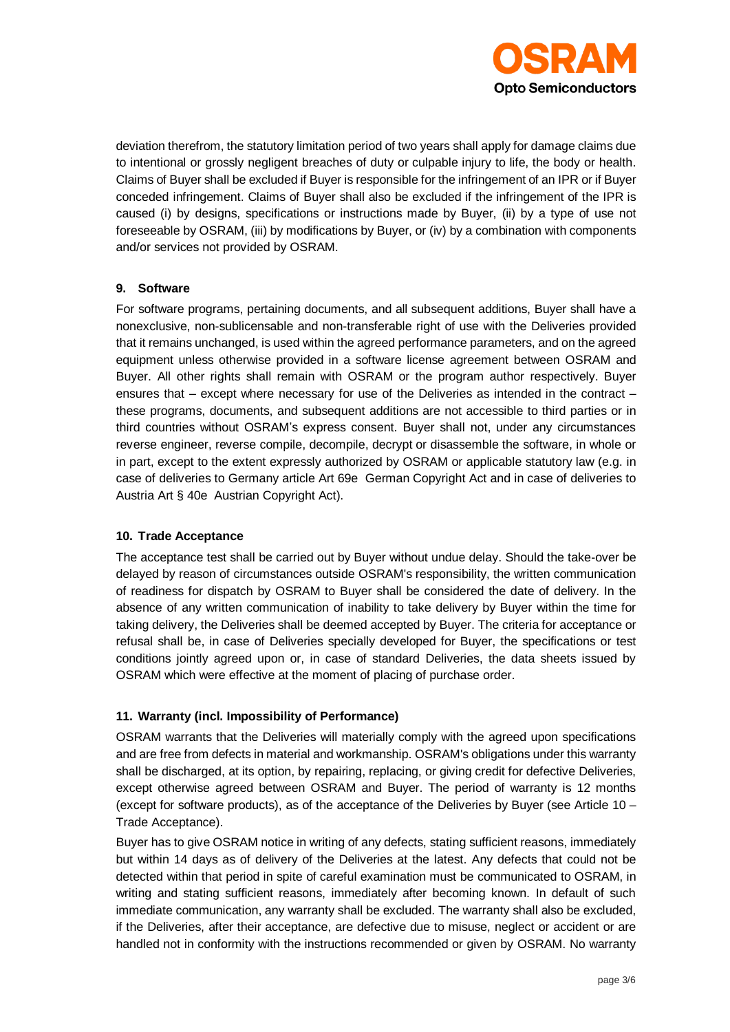deviation therefrom, the statutory limitation period of two years shall apply for damage claims due to intentional or grossly negligent breaches of duty or culpable injury to life, the body or health. Claims of Buyer shall be excluded if Buyer is responsible for the infringement of an IPR or if Buyer conceded infringement. Claims of Buyer shall also be excluded if the infringement of the IPR is caused (i) by designs, specifications or instructions made by Buyer, (ii) by a type of use not foreseeable by OSRAM, (iii) by modifications by Buyer, or (iv) by a combination with components and/or services not provided by OSRAM.

## 9. Software

For software programs, pertaining documents, and all subsequent additions, Buyer shall have a nonexclusive, non-sublicensable and non-transferable right of use with the Deliveries provided that it remains unchanged, is used within the agreed performance parameters, and on the agreed equipment unless otherwise provided in a software license agreement between OSRAM and Buyer. All other rights shall remain with OSRAM or the program author respectively. Buyer ensures that – except where necessary for use of the Deliveries as intended in the contract – these programs, documents, and subsequent additions are not accessible to third parties or in third countries without OSRAM's express consent. Buyer shall not, under any circumstances reverse engineer, reverse compile, decompile, decrypt or disassemble the software, in whole or in part, except to the extent expressly authorized by OSRAM or applicable statutory law (e.g. in case of deliveries to Germany article Art 69e German Copyright Act and in case of deliveries to Austria Art § 40e Austrian Copyright Act).

## 10. Trade Acceptance

The acceptance test shall be carried out by Buyer without undue delay. Should the take-over be delayed by reason of circumstances outside OSRAM's responsibility, the written communication of readiness for dispatch by OSRAM to Buyer shall be considered the date of delivery. In the absence of any written communication of inability to take delivery by Buyer within the time for taking delivery, the Deliveries shall be deemed accepted by Buyer. The criteria for acceptance or refusal shall be, in case of Deliveries specially developed for Buyer, the specifications or test conditions jointly agreed upon or, in case of standard Deliveries, the data sheets issued by OSRAM which were effective at the moment of placing of purchase order.

## 11. Warranty (incl. Impossibility of Performance)

OSRAM warrants that the Deliveries will materially comply with the agreed upon specifications and are free from defects in material and workmanship. OSRAM's obligations under this warranty shall be discharged, at its option, by repairing, replacing, or giving credit for defective Deliveries, except otherwise agreed between OSRAM and Buyer. The period of warranty is 12 months (except for software products), as of the acceptance of the Deliveries by Buyer (see Article 10 – Trade Acceptance).

Buyer has to give OSRAM notice in writing of any defects, stating sufficient reasons, immediately but within 14 days as of delivery of the Deliveries at the latest. Any defects that could not be detected within that period in spite of careful examination must be communicated to OSRAM, in writing and stating sufficient reasons, immediately after becoming known. In default of such immediate communication, any warranty shall be excluded. The warranty shall also be excluded, if the Deliveries, after their acceptance, are defective due to misuse, neglect or accident or are handled not in conformity with the instructions recommended or given by OSRAM. No warranty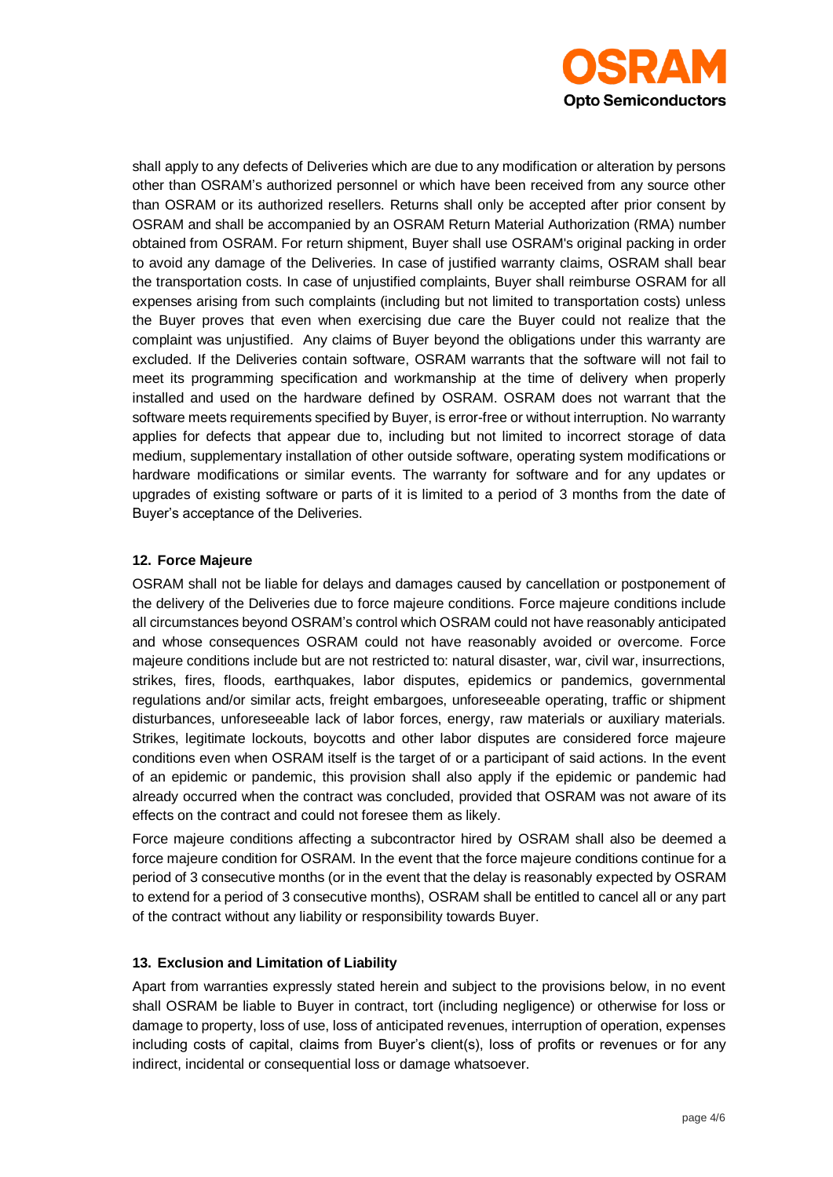shall apply to any defects of Deliveries which are due to any modification or alteration by persons other than OSRAM's authorized personnel or which have been received from any source other than OSRAM or its authorized resellers. Returns shall only be accepted after prior consent by OSRAM and shall be accompanied by an OSRAM Return Material Authorization (RMA) number obtained from OSRAM. For return shipment, Buyer shall use OSRAM's original packing in order to avoid any damage of the Deliveries. In case of justified warranty claims, OSRAM shall bear the transportation costs. In case of unjustified complaints, Buyer shall reimburse OSRAM for all expenses arising from such complaints (including but not limited to transportation costs) unless the Buyer proves that even when exercising due care the Buyer could not realize that the complaint was unjustified. Any claims of Buyer beyond the obligations under this warranty are excluded. If the Deliveries contain software, OSRAM warrants that the software will not fail to meet its programming specification and workmanship at the time of delivery when properly installed and used on the hardware defined by OSRAM. OSRAM does not warrant that the software meets requirements specified by Buyer, is error-free or without interruption. No warranty applies for defects that appear due to, including but not limited to incorrect storage of data medium, supplementary installation of other outside software, operating system modifications or hardware modifications or similar events. The warranty for software and for any updates or upgrades of existing software or parts of it is limited to a period of 3 months from the date of Buyer's acceptance of the Deliveries.

**12. Force Majeure**

OSRAM shall not be liable for delays and damages caused by cancellation or postponement of the delivery of the Deliveries due to force majeure conditions. Force majeure conditions include all circumstances beyond OSRAM's control which OSRAM could not have reasonably anticipated and whose consequences OSRAM could not have reasonably avoided or overcome. Force majeure conditions include but are not restricted to: natural disaster, war, civil war, insurrections, strikes, fires, floods, earthquakes, labor disputes, epidemics or pandemics, governmental regulations and/or similar acts, freight embargoes, unforeseeable operating, traffic or shipment disturbances, unforeseeable lack of labor forces, energy, raw materials or auxiliary materials. Strikes, legitimate lockouts, boycotts and other labor disputes are considered force majeure conditions even when OSRAM itself is the target of or a participant of said actions. In the event of an epidemic or pandemic, this provision shall also apply if the epidemic or pandemic had already occurred when the contract was concluded, provided that OSRAM was not aware of its effects on the contract and could not foresee them as likely.

Force majeure conditions affecting a subcontractor hired by OSRAM shall also be deemed a force majeure condition for OSRAM. In the event that the force majeure conditions continue for a period of 3 consecutive months (or in the event that the delay is reasonably expected by OSRAM to extend for a period of 3 consecutive months), OSRAM shall be entitled to cancel all or any part of the contract without any liability or responsibility towards Buyer.

**13. Exclusion and Limitation of Liability**

Apart from warranties expressly stated herein and subject to the provisions below, in no event shall OSRAM be liable to Buyer in contract, tort (including negligence) or otherwise for loss or damage to property, loss of use, loss of anticipated revenues, interruption of operation, expenses including costs of capital, claims from Buyer's client(s), loss of profits or revenues or for any indirect, incidental or consequential loss or damage whatsoever.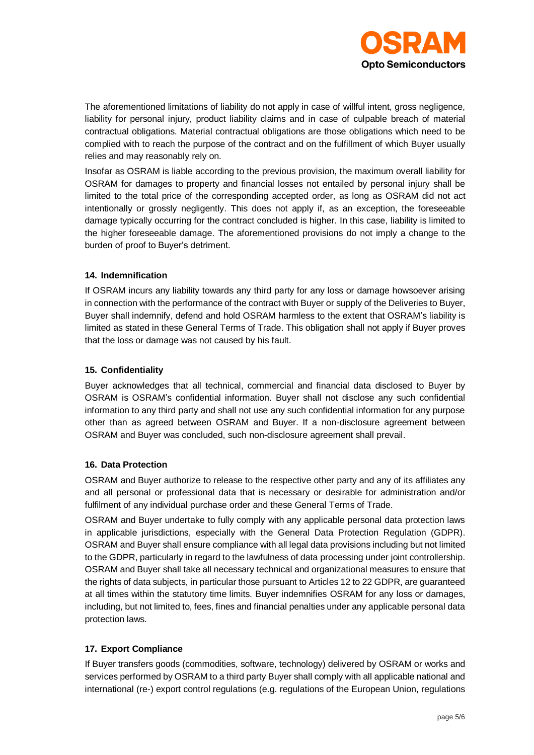The aforementioned limitations of liability do not apply in case of willful intent, gross negligence, liability for personal injury, product liability claims and in case of culpable breach of material contractual obligations. Material contractual obligations are those obligations which need to be complied with to reach the purpose of the contract and on the fulfillment of which Buyer usually relies and may reasonably rely on.

Insofar as OSRAM is liable according to the previous provision, the maximum overall liability for OSRAM for damages to property and financial losses not entailed by personal injury shall be limited to the total price of the corresponding accepted order, as long as OSRAM did not act intentionally or grossly negligently. This does not apply if, as an exception, the foreseeable damage typically occurring for the contract concluded is higher. In this case, liability is limited to the higher foreseeable damage. The aforementioned provisions do not imply a change to the burden of proof to Buyer's detriment.

**14. Indemnification**

If OSRAM incurs any liability towards any third party for any loss or damage howsoever arising in connection with the performance of the contract with Buyer or supply of the Deliveries to Buyer, Buyer shall indemnify, defend and hold OSRAM harmless to the extent that OSRAM's liability is limited as stated in these General Terms of Trade. This obligation shall not apply if Buyer proves that the loss or damage was not caused by his fault.

**15. Confidentiality**

Buyer acknowledges that all technical, commercial and financial data disclosed to Buyer by OSRAM is OSRAM's confidential information. Buyer shall not disclose any such confidential information to any third party and shall not use any such confidential information for any purpose other than as agreed between OSRAM and Buyer. If a non-disclosure agreement between OSRAM and Buyer was concluded, such non-disclosure agreement shall prevail.

**16. Data Protection**

OSRAM and Buyer authorize to release to the respective other party and any of its affiliates any and all personal or professional data that is necessary or desirable for administration and/or fulfilment of any individual purchase order and these General Terms of Trade.

OSRAM and Buyer undertake to fully comply with any applicable personal data protection laws in applicable jurisdictions, especially with the General Data Protection Regulation (GDPR). OSRAM and Buyer shall ensure compliance with all legal data provisions including but not limited to the GDPR, particularly in regard to the lawfulness of data processing under joint controllership. OSRAM and Buyer shall take all necessary technical and organizational measures to ensure that the rights of data subjects, in particular those pursuant to Articles 12 to 22 GDPR, are guaranteed at all times within the statutory time limits. Buyer indemnifies OSRAM for any loss or damages, including, but not limited to, fees, fines and financial penalties under any applicable personal data protection laws.

**17. Export Compliance**

If Buyer transfers goods (commodities, software, technology) delivered by OSRAM or works and services performed by OSRAM to a third party Buyer shall comply with all applicable national and international (re-) export control regulations (e.g. regulations of the European Union, regulations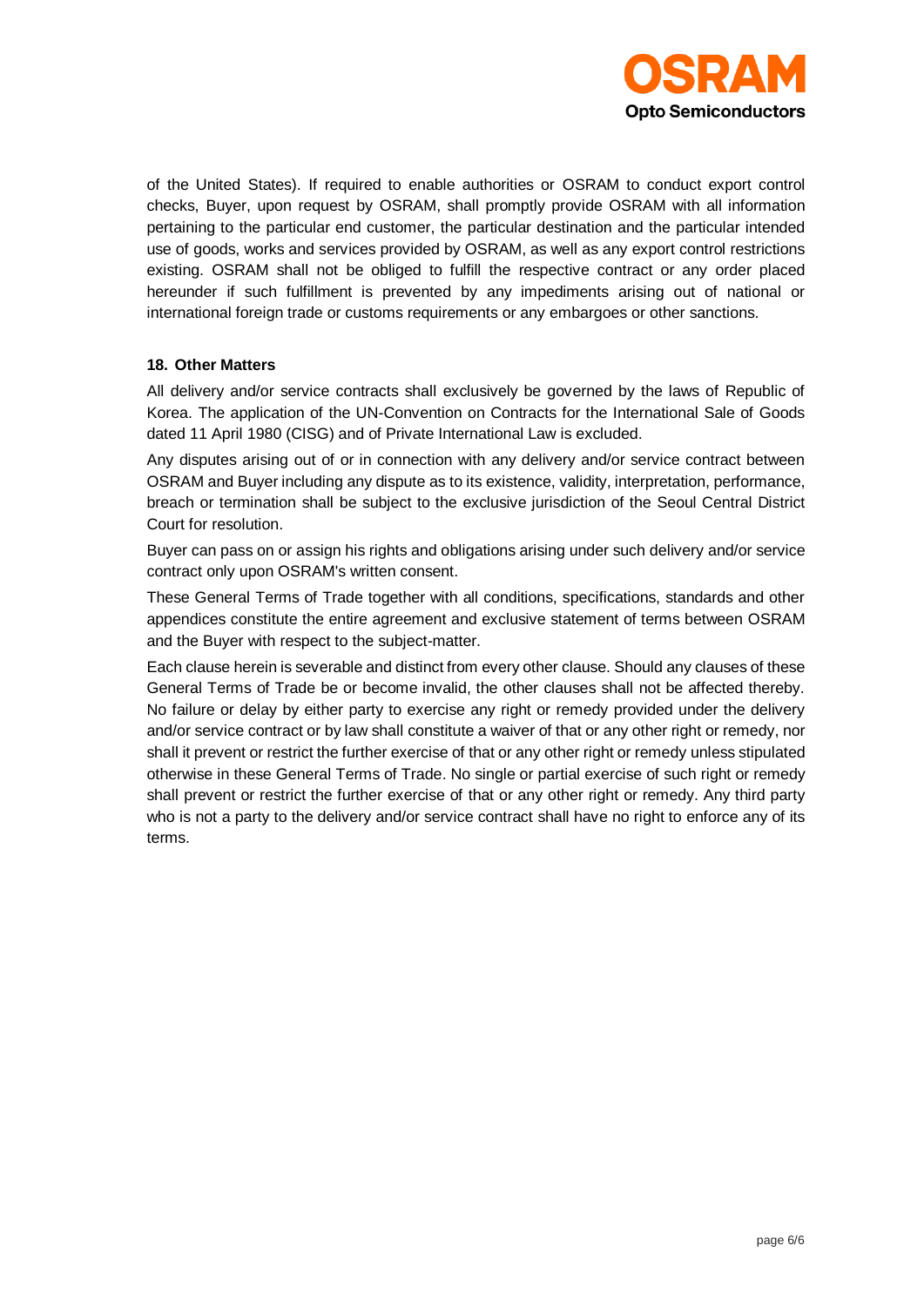of the United States). If required to enable authorities or OSRAM to conduct export control checks, Buyer, upon request by OSRAM, shall promptly provide OSRAM with all information pertaining to the particular end customer, the particular destination and the particular intended use of goods, works and services provided by OSRAM, as well as any export control restrictions existing. OSRAM shall not be obliged to fulfill the respective contract or any order placed hereunder if such fulfillment is prevented by any impediments arising out of national or international foreign trade or customs requirements or any embargoes or other sanctions.

**18. Other Matters**

All delivery and/or service contracts shall exclusively be governed by the laws of Republic of Korea. The application of the UN-Convention on Contracts for the International Sale of Goods dated 11 April 1980 (CISG) and of Private International Law is excluded.

Any disputes arising out of or in connection with any delivery and/or service contract between OSRAM and Buyer including any dispute as to its existence, validity, interpretation, performance, breach or termination shall be subject to the exclusive jurisdiction of the Seoul Central District Court for resolution.

Buyer can pass on or assign his rights and obligations arising under such delivery and/or service contract only upon OSRAM's written consent.

These General Terms of Trade together with all conditions, specifications, standards and other appendices constitute the entire agreement and exclusive statement of terms between OSRAM and the Buyer with respect to the subject-matter.

Each clause herein is severable and distinct from every other clause. Should any clauses of these General Terms of Trade be or become invalid, the other clauses shall not be affected thereby. No failure or delay by either party to exercise any right or remedy provided under the delivery and/or service contract or by law shall constitute a waiver of that or any other right or remedy, nor shall it prevent or restrict the further exercise of that or any other right or remedy unless stipulated otherwise in these General Terms of Trade. No single or partial exercise of such right or remedy shall prevent or restrict the further exercise of that or any other right or remedy. Any third party who is not a party to the delivery and/or service contract shall have no right to enforce any of its terms.